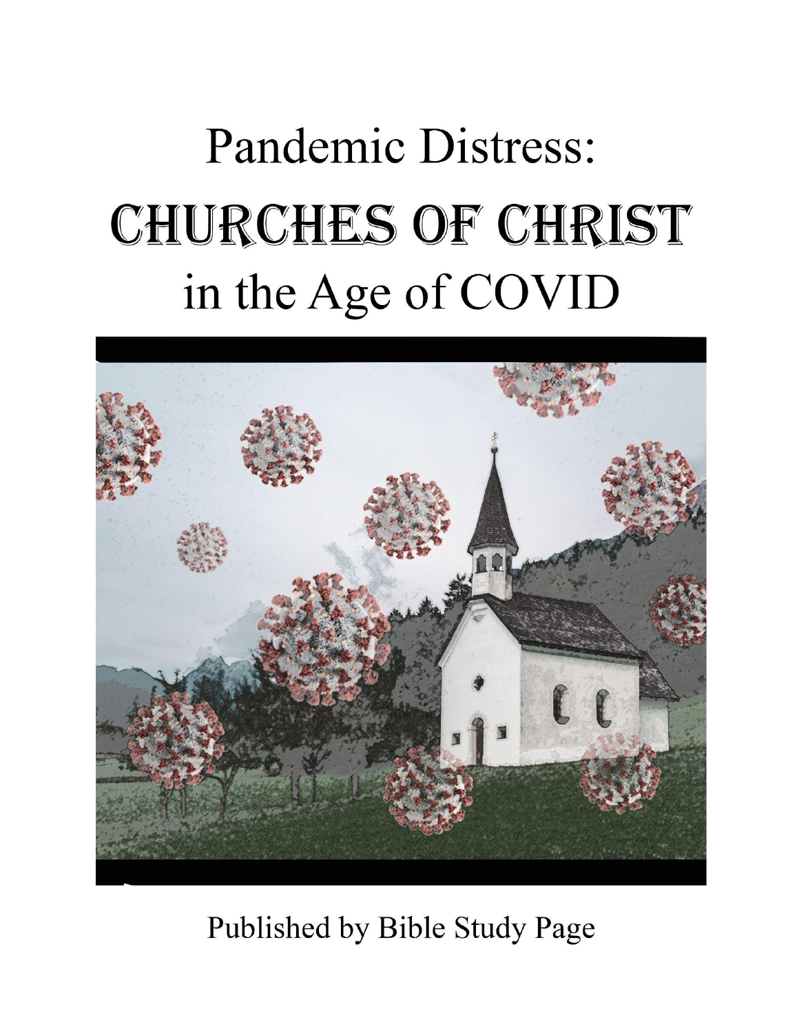# Pandemic Distress:
# CHURCHES OF CHRIST
# in the Age of COVID

Published by Bible Study Page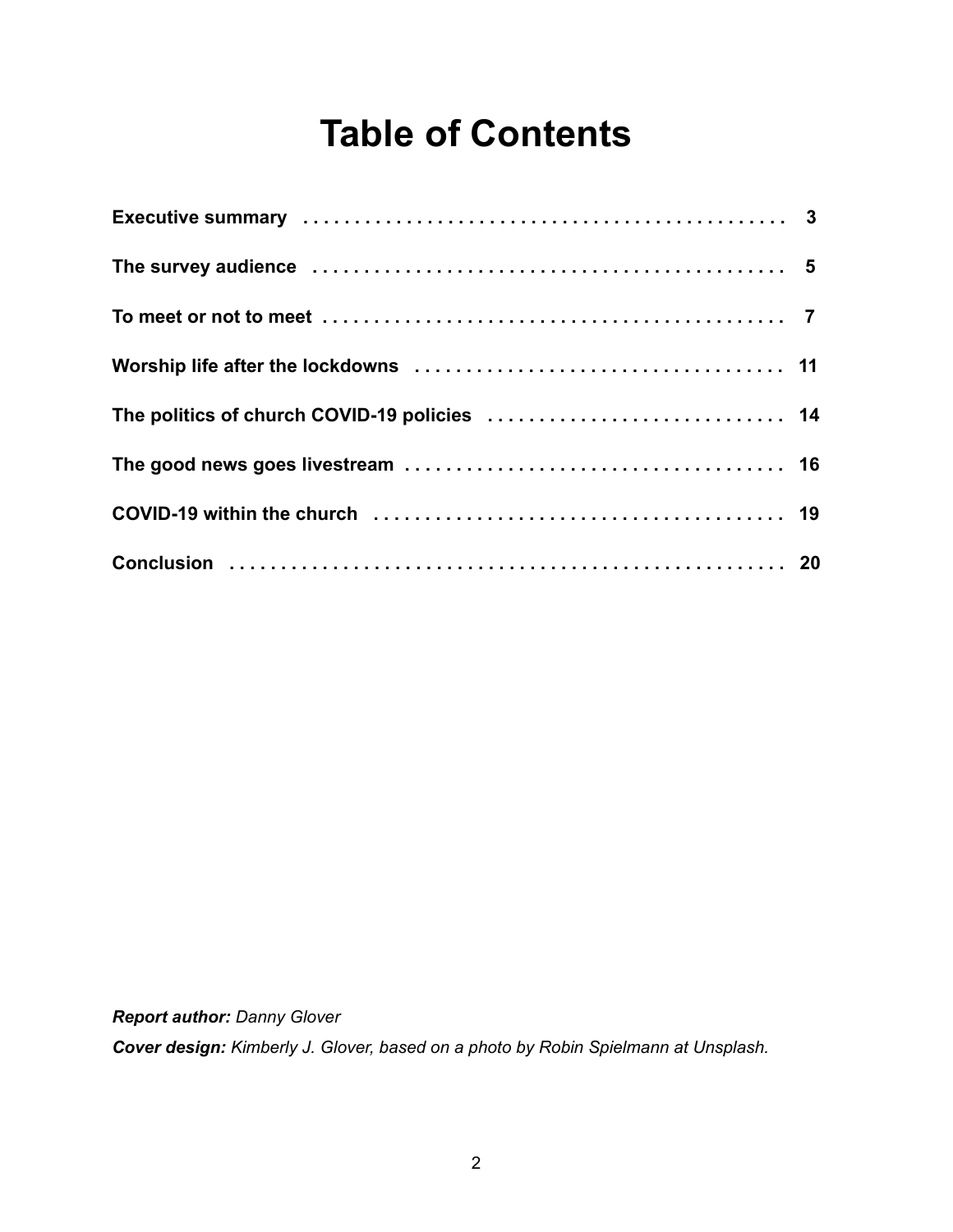# Table of Contents

| | |
|---|---|
| **Executive summary** | **3** |
| **The survey audience** | **5** |
| **To meet or not to meet** | **7** |
| **Worship life after the lockdowns** | **11** |
| **The politics of church COVID-19 policies** | **14** |
| **The good news goes livestream** | **16** |
| **COVID-19 within the church** | **19** |
| **Conclusion** | **20** |

***Report author:*** *Danny Glover*

***Cover design:*** *Kimberly J. Glover, based on a photo by Robin Spielmann at Unsplash.*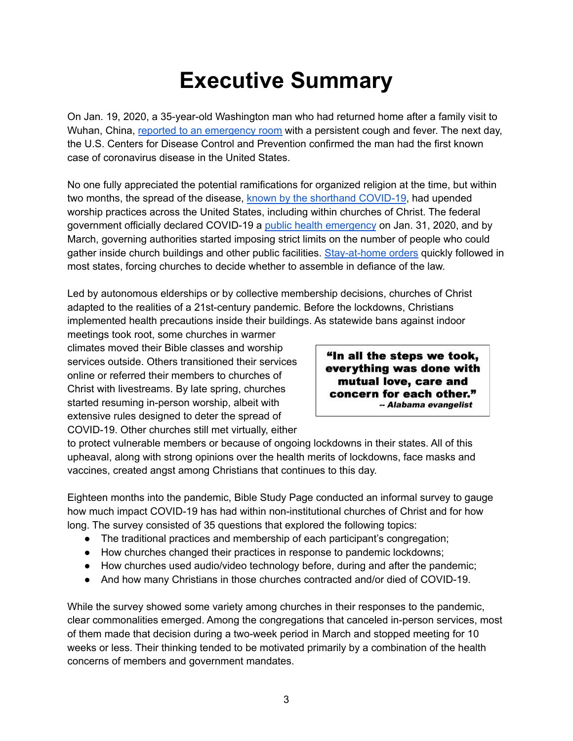# Executive Summary

On Jan. 19, 2020, a 35-year-old Washington man who had returned home after a family visit to Wuhan, China, reported to an emergency room with a persistent cough and fever. The next day, the U.S. Centers for Disease Control and Prevention confirmed the man had the first known case of coronavirus disease in the United States.

No one fully appreciated the potential ramifications for organized religion at the time, but within two months, the spread of the disease, known by the shorthand COVID-19, had upended worship practices across the United States, including within churches of Christ. The federal government officially declared COVID-19 a public health emergency on Jan. 31, 2020, and by March, governing authorities started imposing strict limits on the number of people who could gather inside church buildings and other public facilities. Stay-at-home orders quickly followed in most states, forcing churches to decide whether to assemble in defiance of the law.

Led by autonomous elderships or by collective membership decisions, churches of Christ adapted to the realities of a 21st-century pandemic. Before the lockdowns, Christians implemented health precautions inside their buildings. As statewide bans against indoor meetings took root, some churches in warmer climates moved their Bible classes and worship services outside. Others transitioned their services online or referred their members to churches of Christ with livestreams. By late spring, churches started resuming in-person worship, albeit with extensive rules designed to deter the spread of COVID-19. Other churches still met virtually, either to protect vulnerable members or because of ongoing lockdowns in their states. All of this upheaval, along with strong opinions over the health merits of lockdowns, face masks and vaccines, created angst among Christians that continues to this day.

> **"In all the steps we took, everything was done with mutual love, care and concern for each other."**
> ***-- Alabama evangelist***

Eighteen months into the pandemic, Bible Study Page conducted an informal survey to gauge how much impact COVID-19 has had within non-institutional churches of Christ and for how long. The survey consisted of 35 questions that explored the following topics:

- The traditional practices and membership of each participant's congregation;
- How churches changed their practices in response to pandemic lockdowns;
- How churches used audio/video technology before, during and after the pandemic;
- And how many Christians in those churches contracted and/or died of COVID-19.

While the survey showed some variety among churches in their responses to the pandemic, clear commonalities emerged. Among the congregations that canceled in-person services, most of them made that decision during a two-week period in March and stopped meeting for 10 weeks or less. Their thinking tended to be motivated primarily by a combination of the health concerns of members and government mandates.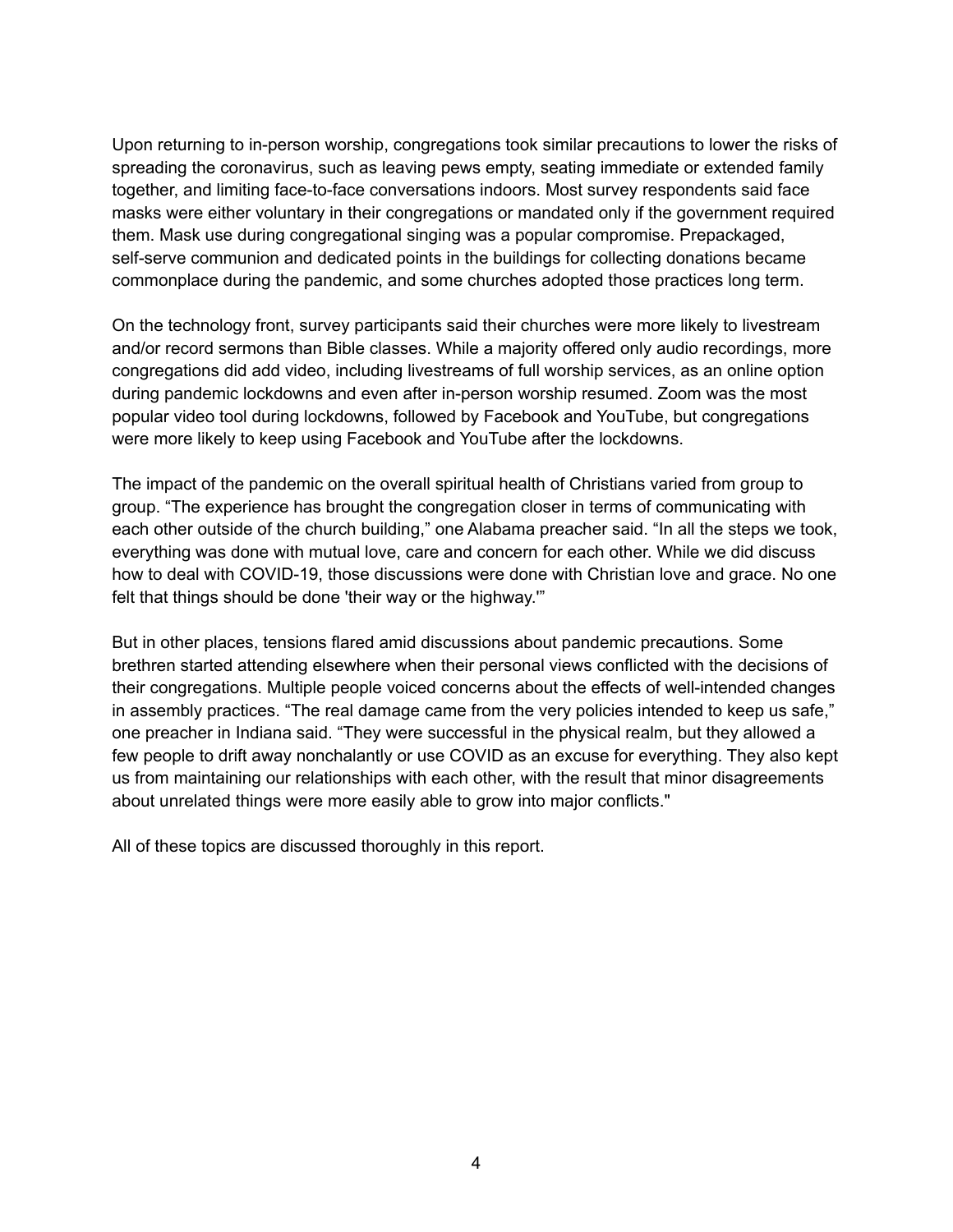Upon returning to in-person worship, congregations took similar precautions to lower the risks of spreading the coronavirus, such as leaving pews empty, seating immediate or extended family together, and limiting face-to-face conversations indoors. Most survey respondents said face masks were either voluntary in their congregations or mandated only if the government required them. Mask use during congregational singing was a popular compromise. Prepackaged, self-serve communion and dedicated points in the buildings for collecting donations became commonplace during the pandemic, and some churches adopted those practices long term.

On the technology front, survey participants said their churches were more likely to livestream and/or record sermons than Bible classes. While a majority offered only audio recordings, more congregations did add video, including livestreams of full worship services, as an online option during pandemic lockdowns and even after in-person worship resumed. Zoom was the most popular video tool during lockdowns, followed by Facebook and YouTube, but congregations were more likely to keep using Facebook and YouTube after the lockdowns.

The impact of the pandemic on the overall spiritual health of Christians varied from group to group. "The experience has brought the congregation closer in terms of communicating with each other outside of the church building," one Alabama preacher said. "In all the steps we took, everything was done with mutual love, care and concern for each other. While we did discuss how to deal with COVID-19, those discussions were done with Christian love and grace. No one felt that things should be done 'their way or the highway.'"

But in other places, tensions flared amid discussions about pandemic precautions. Some brethren started attending elsewhere when their personal views conflicted with the decisions of their congregations. Multiple people voiced concerns about the effects of well-intended changes in assembly practices. "The real damage came from the very policies intended to keep us safe," one preacher in Indiana said. "They were successful in the physical realm, but they allowed a few people to drift away nonchalantly or use COVID as an excuse for everything. They also kept us from maintaining our relationships with each other, with the result that minor disagreements about unrelated things were more easily able to grow into major conflicts."

All of these topics are discussed thoroughly in this report.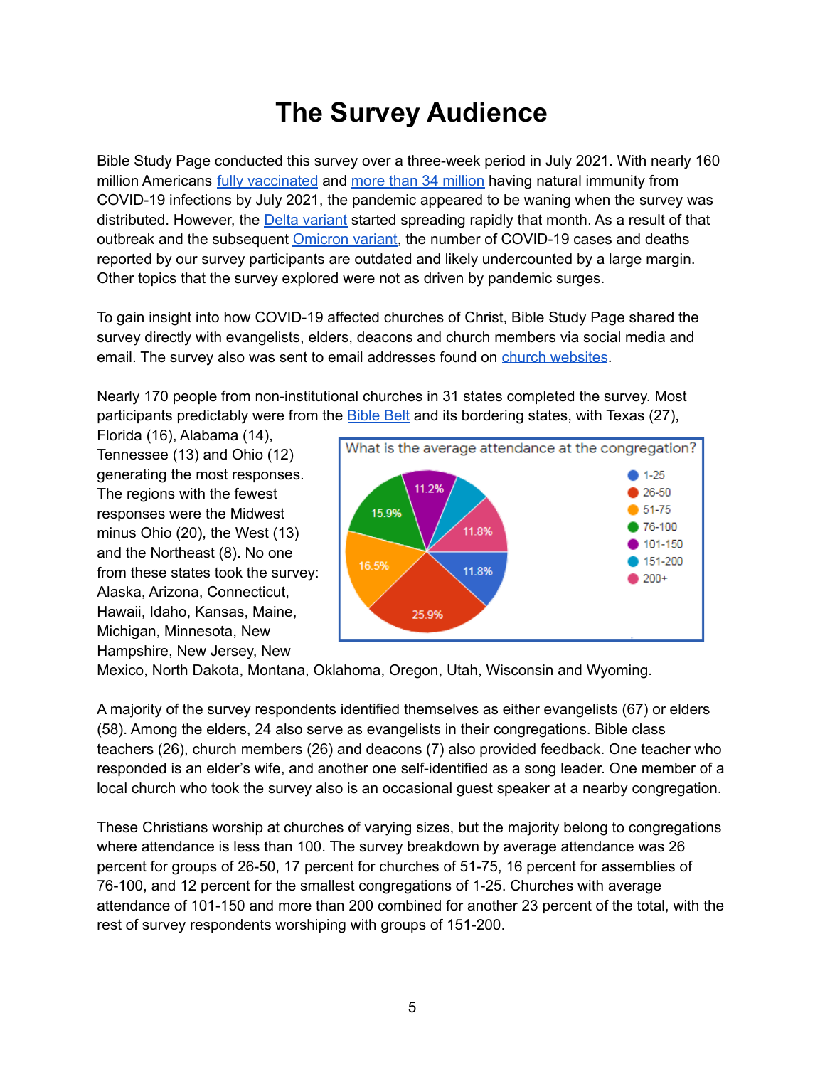# The Survey Audience

Bible Study Page conducted this survey over a three-week period in July 2021. With nearly 160 million Americans fully vaccinated and more than 34 million having natural immunity from COVID-19 infections by July 2021, the pandemic appeared to be waning when the survey was distributed. However, the Delta variant started spreading rapidly that month. As a result of that outbreak and the subsequent Omicron variant, the number of COVID-19 cases and deaths reported by our survey participants are outdated and likely undercounted by a large margin. Other topics that the survey explored were not as driven by pandemic surges.

To gain insight into how COVID-19 affected churches of Christ, Bible Study Page shared the survey directly with evangelists, elders, deacons and church members via social media and email. The survey also was sent to email addresses found on church websites.

Nearly 170 people from non-institutional churches in 31 states completed the survey. Most participants predictably were from the Bible Belt and its bordering states, with Texas (27), Florida (16), Alabama (14), Tennessee (13) and Ohio (12) generating the most responses. The regions with the fewest responses were the Midwest minus Ohio (20), the West (13) and the Northeast (8). No one from these states took the survey: Alaska, Arizona, Connecticut, Hawaii, Idaho, Kansas, Maine, Michigan, Minnesota, New Hampshire, New Jersey, New Mexico, North Dakota, Montana, Oklahoma, Oregon, Utah, Wisconsin and Wyoming.

What is the average attendance at the congregation?

| Average attendance | Percent |
| --- | --- |
| 1-25 | 11.8% |
| 26-50 | 25.9% |
| 51-75 | 16.5% |
| 76-100 | 15.9% |
| 101-150 | 11.2% |
| 151-200 | |
| 200+ | 11.8% |

A majority of the survey respondents identified themselves as either evangelists (67) or elders (58). Among the elders, 24 also serve as evangelists in their congregations. Bible class teachers (26), church members (26) and deacons (7) also provided feedback. One teacher who responded is an elder's wife, and another one self-identified as a song leader. One member of a local church who took the survey also is an occasional guest speaker at a nearby congregation.

These Christians worship at churches of varying sizes, but the majority belong to congregations where attendance is less than 100. The survey breakdown by average attendance was 26 percent for groups of 26-50, 17 percent for churches of 51-75, 16 percent for assemblies of 76-100, and 12 percent for the smallest congregations of 1-25. Churches with average attendance of 101-150 and more than 200 combined for another 23 percent of the total, with the rest of survey respondents worshiping with groups of 151-200.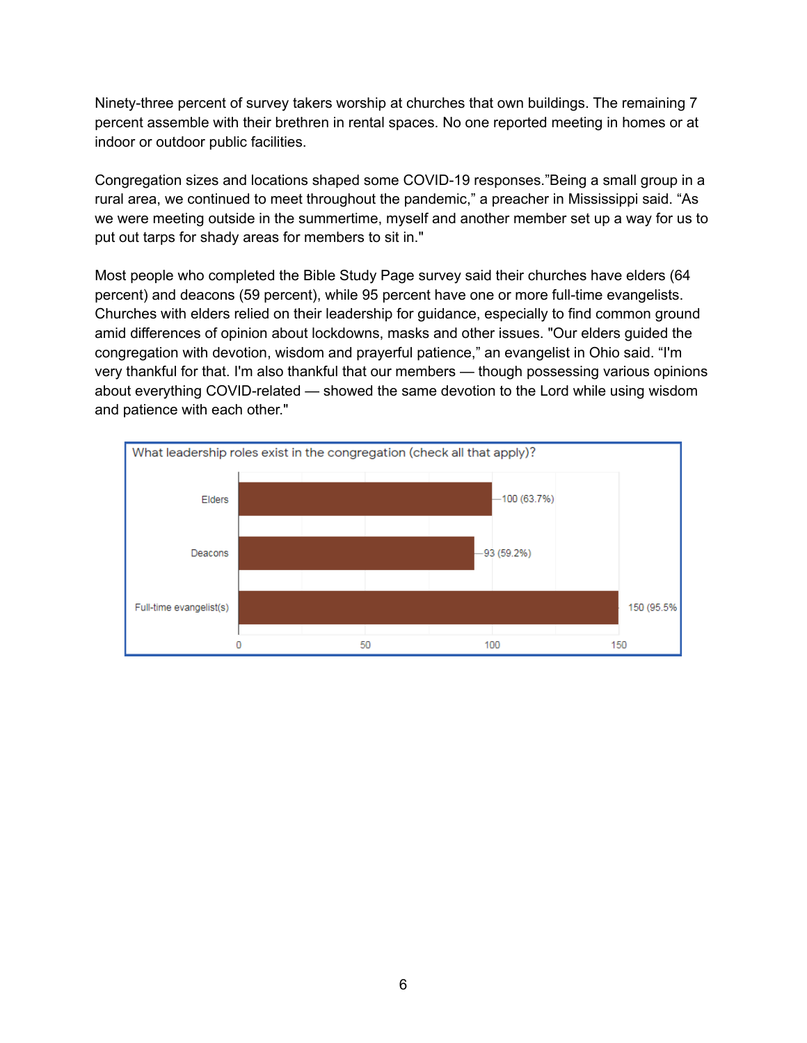Ninety-three percent of survey takers worship at churches that own buildings. The remaining 7 percent assemble with their brethren in rental spaces. No one reported meeting in homes or at indoor or outdoor public facilities.

Congregation sizes and locations shaped some COVID-19 responses."Being a small group in a rural area, we continued to meet throughout the pandemic," a preacher in Mississippi said. "As we were meeting outside in the summertime, myself and another member set up a way for us to put out tarps for shady areas for members to sit in."

Most people who completed the Bible Study Page survey said their churches have elders (64 percent) and deacons (59 percent), while 95 percent have one or more full-time evangelists. Churches with elders relied on their leadership for guidance, especially to find common ground amid differences of opinion about lockdowns, masks and other issues. "Our elders guided the congregation with devotion, wisdom and prayerful patience," an evangelist in Ohio said. "I'm very thankful for that. I'm also thankful that our members — though possessing various opinions about everything COVID-related — showed the same devotion to the Lord while using wisdom and patience with each other."

What leadership roles exist in the congregation (check all that apply)?

| Role | Responses |
| --- | --- |
| Elders | 100 (63.7%) |
| Deacons | 93 (59.2%) |
| Full-time evangelist(s) | 150 (95.5% |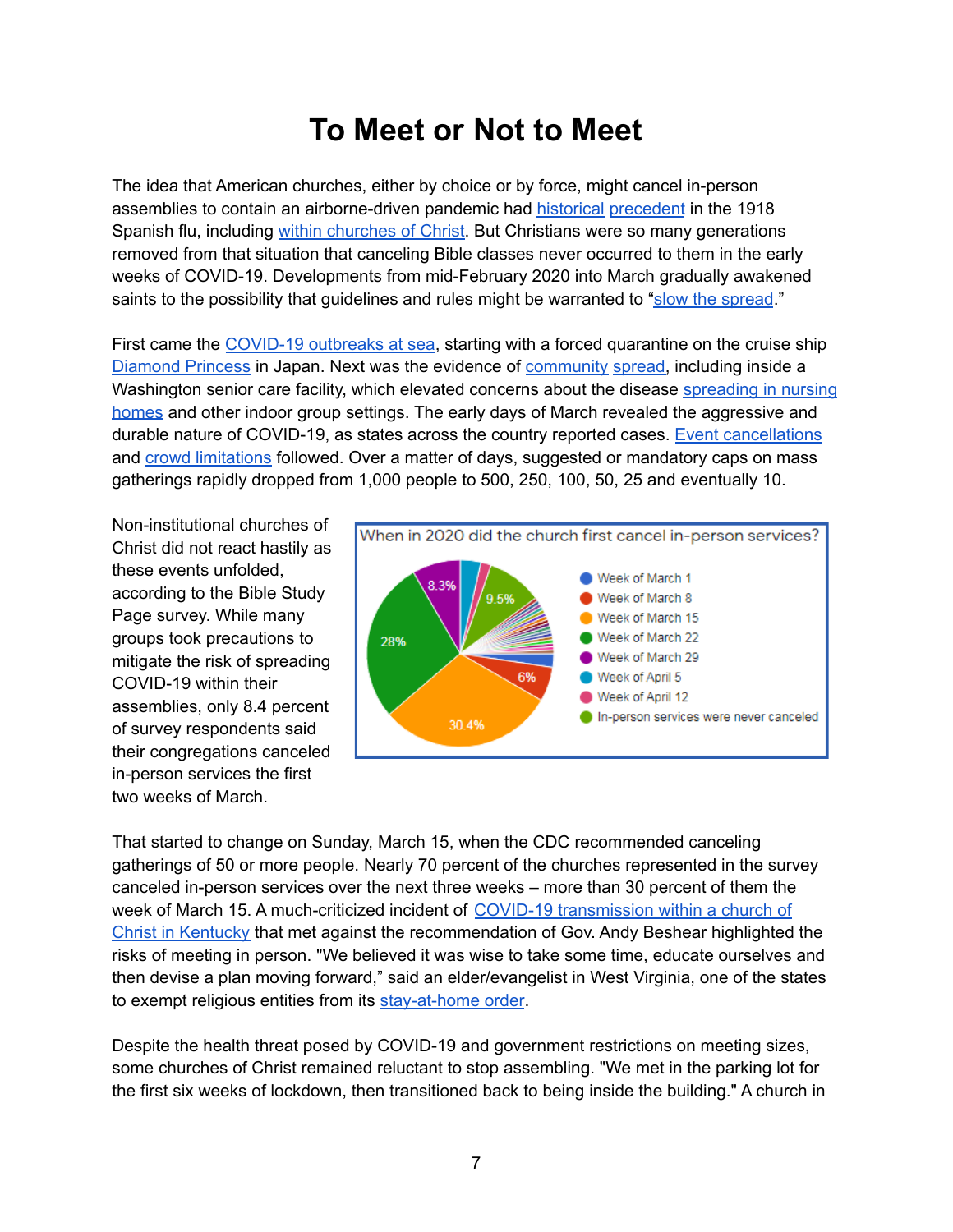# To Meet or Not to Meet

The idea that American churches, either by choice or by force, might cancel in-person assemblies to contain an airborne-driven pandemic had historical precedent in the 1918 Spanish flu, including within churches of Christ. But Christians were so many generations removed from that situation that canceling Bible classes never occurred to them in the early weeks of COVID-19. Developments from mid-February 2020 into March gradually awakened saints to the possibility that guidelines and rules might be warranted to "slow the spread."

First came the COVID-19 outbreaks at sea, starting with a forced quarantine on the cruise ship Diamond Princess in Japan. Next was the evidence of community spread, including inside a Washington senior care facility, which elevated concerns about the disease spreading in nursing homes and other indoor group settings. The early days of March revealed the aggressive and durable nature of COVID-19, as states across the country reported cases. Event cancellations and crowd limitations followed. Over a matter of days, suggested or mandatory caps on mass gatherings rapidly dropped from 1,000 people to 500, 250, 100, 50, 25 and eventually 10.

Non-institutional churches of Christ did not react hastily as these events unfolded, according to the Bible Study Page survey. While many groups took precautions to mitigate the risk of spreading COVID-19 within their assemblies, only 8.4 percent of survey respondents said their congregations canceled in-person services the first two weeks of March.

When in 2020 did the church first cancel in-person services?

- Week of March 1
- Week of March 8 (6%)
- Week of March 15 (30.4%)
- Week of March 22 (28%)
- Week of March 29 (8.3%)
- Week of April 5
- Week of April 12
- In-person services were never canceled (9.5%)

That started to change on Sunday, March 15, when the CDC recommended canceling gatherings of 50 or more people. Nearly 70 percent of the churches represented in the survey canceled in-person services over the next three weeks – more than 30 percent of them the week of March 15. A much-criticized incident of COVID-19 transmission within a church of Christ in Kentucky that met against the recommendation of Gov. Andy Beshear highlighted the risks of meeting in person. "We believed it was wise to take some time, educate ourselves and then devise a plan moving forward," said an elder/evangelist in West Virginia, one of the states to exempt religious entities from its stay-at-home order.

Despite the health threat posed by COVID-19 and government restrictions on meeting sizes, some churches of Christ remained reluctant to stop assembling. "We met in the parking lot for the first six weeks of lockdown, then transitioned back to being inside the building." A church in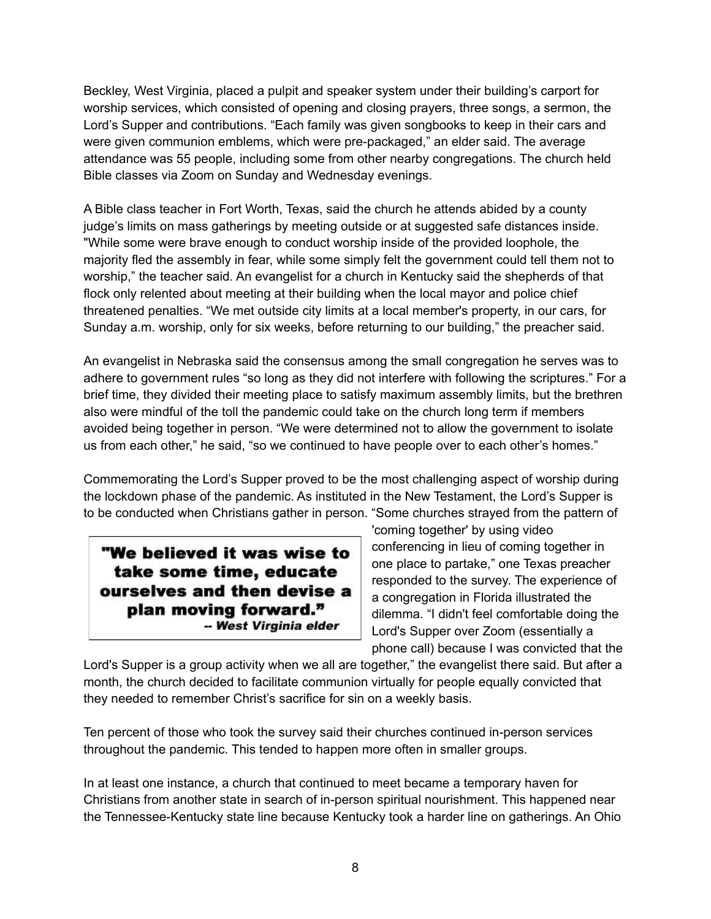Beckley, West Virginia, placed a pulpit and speaker system under their building's carport for worship services, which consisted of opening and closing prayers, three songs, a sermon, the Lord's Supper and contributions. "Each family was given songbooks to keep in their cars and were given communion emblems, which were pre-packaged," an elder said. The average attendance was 55 people, including some from other nearby congregations. The church held Bible classes via Zoom on Sunday and Wednesday evenings.

A Bible class teacher in Fort Worth, Texas, said the church he attends abided by a county judge's limits on mass gatherings by meeting outside or at suggested safe distances inside. "While some were brave enough to conduct worship inside of the provided loophole, the majority fled the assembly in fear, while some simply felt the government could tell them not to worship," the teacher said. An evangelist for a church in Kentucky said the shepherds of that flock only relented about meeting at their building when the local mayor and police chief threatened penalties. "We met outside city limits at a local member's property, in our cars, for Sunday a.m. worship, only for six weeks, before returning to our building," the preacher said.

An evangelist in Nebraska said the consensus among the small congregation he serves was to adhere to government rules "so long as they did not interfere with following the scriptures." For a brief time, they divided their meeting place to satisfy maximum assembly limits, but the brethren also were mindful of the toll the pandemic could take on the church long term if members avoided being together in person. "We were determined not to allow the government to isolate us from each other," he said, "so we continued to have people over to each other's homes."

Commemorating the Lord's Supper proved to be the most challenging aspect of worship during the lockdown phase of the pandemic. As instituted in the New Testament, the Lord's Supper is to be conducted when Christians gather in person. "Some churches strayed from the pattern of 'coming together' by using video conferencing in lieu of coming together in one place to partake," one Texas preacher responded to the survey. The experience of a congregation in Florida illustrated the dilemma. "I didn't feel comfortable doing the Lord's Supper over Zoom (essentially a phone call) because I was convicted that the Lord's Supper is a group activity when we all are together," the evangelist there said. But after a month, the church decided to facilitate communion virtually for people equally convicted that they needed to remember Christ's sacrifice for sin on a weekly basis.

> **"We believed it was wise to take some time, educate ourselves and then devise a plan moving forward."**
> *-- West Virginia elder*

Ten percent of those who took the survey said their churches continued in-person services throughout the pandemic. This tended to happen more often in smaller groups.

In at least one instance, a church that continued to meet became a temporary haven for Christians from another state in search of in-person spiritual nourishment. This happened near the Tennessee-Kentucky state line because Kentucky took a harder line on gatherings. An Ohio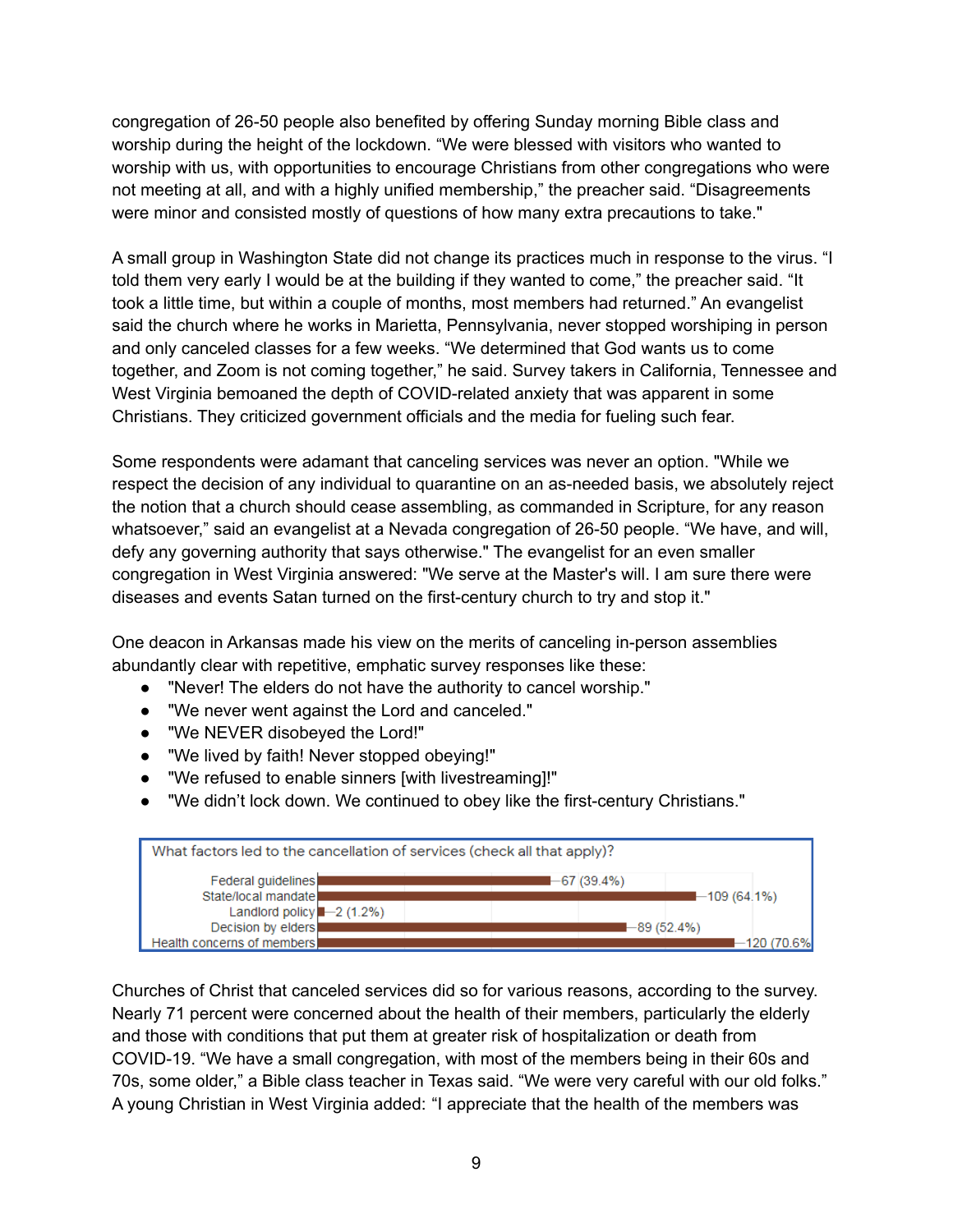congregation of 26-50 people also benefited by offering Sunday morning Bible class and worship during the height of the lockdown. “We were blessed with visitors who wanted to worship with us, with opportunities to encourage Christians from other congregations who were not meeting at all, and with a highly unified membership,” the preacher said. “Disagreements were minor and consisted mostly of questions of how many extra precautions to take."

A small group in Washington State did not change its practices much in response to the virus. “I told them very early I would be at the building if they wanted to come,” the preacher said. “It took a little time, but within a couple of months, most members had returned.” An evangelist said the church where he works in Marietta, Pennsylvania, never stopped worshiping in person and only canceled classes for a few weeks. “We determined that God wants us to come together, and Zoom is not coming together,” he said. Survey takers in California, Tennessee and West Virginia bemoaned the depth of COVID-related anxiety that was apparent in some Christians. They criticized government officials and the media for fueling such fear.

Some respondents were adamant that canceling services was never an option. "While we respect the decision of any individual to quarantine on an as-needed basis, we absolutely reject the notion that a church should cease assembling, as commanded in Scripture, for any reason whatsoever,” said an evangelist at a Nevada congregation of 26-50 people. “We have, and will, defy any governing authority that says otherwise." The evangelist for an even smaller congregation in West Virginia answered: "We serve at the Master's will. I am sure there were diseases and events Satan turned on the first-century church to try and stop it."

One deacon in Arkansas made his view on the merits of canceling in-person assemblies abundantly clear with repetitive, emphatic survey responses like these:

- "Never! The elders do not have the authority to cancel worship."
- "We never went against the Lord and canceled."
- "We NEVER disobeyed the Lord!"
- "We lived by faith! Never stopped obeying!"
- "We refused to enable sinners [with livestreaming]!"
- "We didn’t lock down. We continued to obey like the first-century Christians."

What factors led to the cancellation of services (check all that apply)?

| Factor | Responses |
|---|---|
| Federal guidelines | 67 (39.4%) |
| State/local mandate | 109 (64.1%) |
| Landlord policy | 2 (1.2%) |
| Decision by elders | 89 (52.4%) |
| Health concerns of members | 120 (70.6% |

Churches of Christ that canceled services did so for various reasons, according to the survey. Nearly 71 percent were concerned about the health of their members, particularly the elderly and those with conditions that put them at greater risk of hospitalization or death from COVID-19. “We have a small congregation, with most of the members being in their 60s and 70s, some older,” a Bible class teacher in Texas said. “We were very careful with our old folks.” A young Christian in West Virginia added: “I appreciate that the health of the members was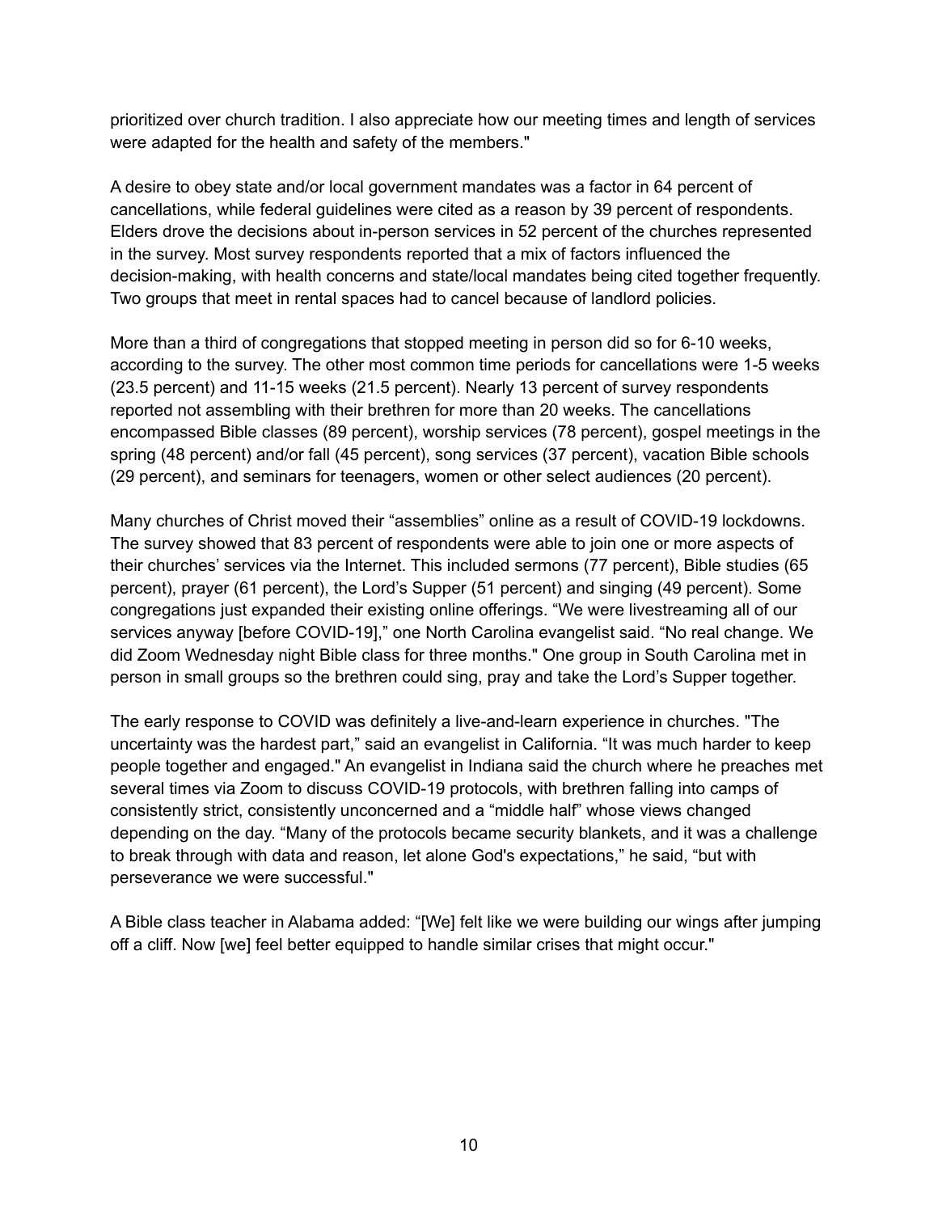prioritized over church tradition. I also appreciate how our meeting times and length of services were adapted for the health and safety of the members."

A desire to obey state and/or local government mandates was a factor in 64 percent of cancellations, while federal guidelines were cited as a reason by 39 percent of respondents. Elders drove the decisions about in-person services in 52 percent of the churches represented in the survey. Most survey respondents reported that a mix of factors influenced the decision-making, with health concerns and state/local mandates being cited together frequently. Two groups that meet in rental spaces had to cancel because of landlord policies.

More than a third of congregations that stopped meeting in person did so for 6-10 weeks, according to the survey. The other most common time periods for cancellations were 1-5 weeks (23.5 percent) and 11-15 weeks (21.5 percent). Nearly 13 percent of survey respondents reported not assembling with their brethren for more than 20 weeks. The cancellations encompassed Bible classes (89 percent), worship services (78 percent), gospel meetings in the spring (48 percent) and/or fall (45 percent), song services (37 percent), vacation Bible schools (29 percent), and seminars for teenagers, women or other select audiences (20 percent).

Many churches of Christ moved their "assemblies" online as a result of COVID-19 lockdowns. The survey showed that 83 percent of respondents were able to join one or more aspects of their churches' services via the Internet. This included sermons (77 percent), Bible studies (65 percent), prayer (61 percent), the Lord's Supper (51 percent) and singing (49 percent). Some congregations just expanded their existing online offerings. "We were livestreaming all of our services anyway [before COVID-19]," one North Carolina evangelist said. "No real change. We did Zoom Wednesday night Bible class for three months." One group in South Carolina met in person in small groups so the brethren could sing, pray and take the Lord's Supper together.

The early response to COVID was definitely a live-and-learn experience in churches. "The uncertainty was the hardest part," said an evangelist in California. "It was much harder to keep people together and engaged." An evangelist in Indiana said the church where he preaches met several times via Zoom to discuss COVID-19 protocols, with brethren falling into camps of consistently strict, consistently unconcerned and a "middle half" whose views changed depending on the day. "Many of the protocols became security blankets, and it was a challenge to break through with data and reason, let alone God's expectations," he said, "but with perseverance we were successful."

A Bible class teacher in Alabama added: "[We] felt like we were building our wings after jumping off a cliff. Now [we] feel better equipped to handle similar crises that might occur."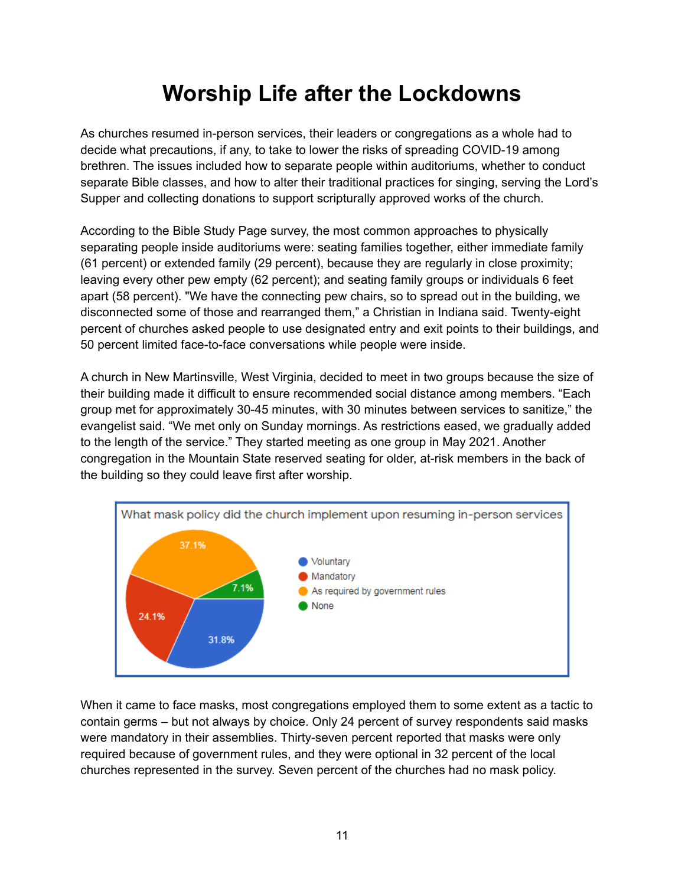# Worship Life after the Lockdowns

As churches resumed in-person services, their leaders or congregations as a whole had to decide what precautions, if any, to take to lower the risks of spreading COVID-19 among brethren. The issues included how to separate people within auditoriums, whether to conduct separate Bible classes, and how to alter their traditional practices for singing, serving the Lord's Supper and collecting donations to support scripturally approved works of the church.

According to the Bible Study Page survey, the most common approaches to physically separating people inside auditoriums were: seating families together, either immediate family (61 percent) or extended family (29 percent), because they are regularly in close proximity; leaving every other pew empty (62 percent); and seating family groups or individuals 6 feet apart (58 percent). "We have the connecting pew chairs, so to spread out in the building, we disconnected some of those and rearranged them," a Christian in Indiana said. Twenty-eight percent of churches asked people to use designated entry and exit points to their buildings, and 50 percent limited face-to-face conversations while people were inside.

A church in New Martinsville, West Virginia, decided to meet in two groups because the size of their building made it difficult to ensure recommended social distance among members. "Each group met for approximately 30-45 minutes, with 30 minutes between services to sanitize," the evangelist said. "We met only on Sunday mornings. As restrictions eased, we gradually added to the length of the service." They started meeting as one group in May 2021. Another congregation in the Mountain State reserved seating for older, at-risk members in the back of the building so they could leave first after worship.

**What mask policy did the church implement upon resuming in-person services**

| Policy | Percent |
| --- | --- |
| Voluntary | 31.8% |
| Mandatory | 24.1% |
| As required by government rules | 37.1% |
| None | 7.1% |

When it came to face masks, most congregations employed them to some extent as a tactic to contain germs – but not always by choice. Only 24 percent of survey respondents said masks were mandatory in their assemblies. Thirty-seven percent reported that masks were only required because of government rules, and they were optional in 32 percent of the local churches represented in the survey. Seven percent of the churches had no mask policy.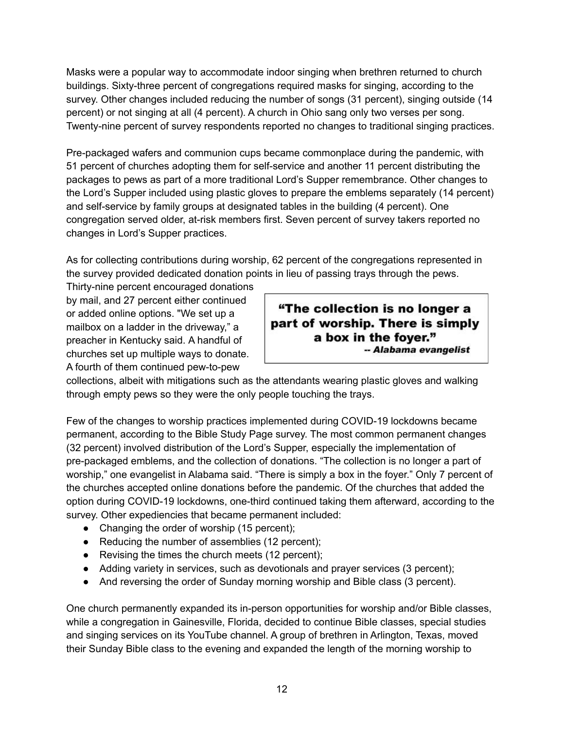Masks were a popular way to accommodate indoor singing when brethren returned to church buildings. Sixty-three percent of congregations required masks for singing, according to the survey. Other changes included reducing the number of songs (31 percent), singing outside (14 percent) or not singing at all (4 percent). A church in Ohio sang only two verses per song. Twenty-nine percent of survey respondents reported no changes to traditional singing practices.

Pre-packaged wafers and communion cups became commonplace during the pandemic, with 51 percent of churches adopting them for self-service and another 11 percent distributing the packages to pews as part of a more traditional Lord's Supper remembrance. Other changes to the Lord's Supper included using plastic gloves to prepare the emblems separately (14 percent) and self-service by family groups at designated tables in the building (4 percent). One congregation served older, at-risk members first. Seven percent of survey takers reported no changes in Lord's Supper practices.

As for collecting contributions during worship, 62 percent of the congregations represented in the survey provided dedicated donation points in lieu of passing trays through the pews. Thirty-nine percent encouraged donations by mail, and 27 percent either continued or added online options. "We set up a mailbox on a ladder in the driveway," a preacher in Kentucky said. A handful of churches set up multiple ways to donate. A fourth of them continued pew-to-pew collections, albeit with mitigations such as the attendants wearing plastic gloves and walking through empty pews so they were the only people touching the trays.

> **"The collection is no longer a part of worship. There is simply a box in the foyer."**
> **-- *Alabama evangelist***

Few of the changes to worship practices implemented during COVID-19 lockdowns became permanent, according to the Bible Study Page survey. The most common permanent changes (32 percent) involved distribution of the Lord's Supper, especially the implementation of pre-packaged emblems, and the collection of donations. "The collection is no longer a part of worship," one evangelist in Alabama said. "There is simply a box in the foyer." Only 7 percent of the churches accepted online donations before the pandemic. Of the churches that added the option during COVID-19 lockdowns, one-third continued taking them afterward, according to the survey. Other expediencies that became permanent included:

- Changing the order of worship (15 percent);
- Reducing the number of assemblies (12 percent);
- Revising the times the church meets (12 percent);
- Adding variety in services, such as devotionals and prayer services (3 percent);
- And reversing the order of Sunday morning worship and Bible class (3 percent).

One church permanently expanded its in-person opportunities for worship and/or Bible classes, while a congregation in Gainesville, Florida, decided to continue Bible classes, special studies and singing services on its YouTube channel. A group of brethren in Arlington, Texas, moved their Sunday Bible class to the evening and expanded the length of the morning worship to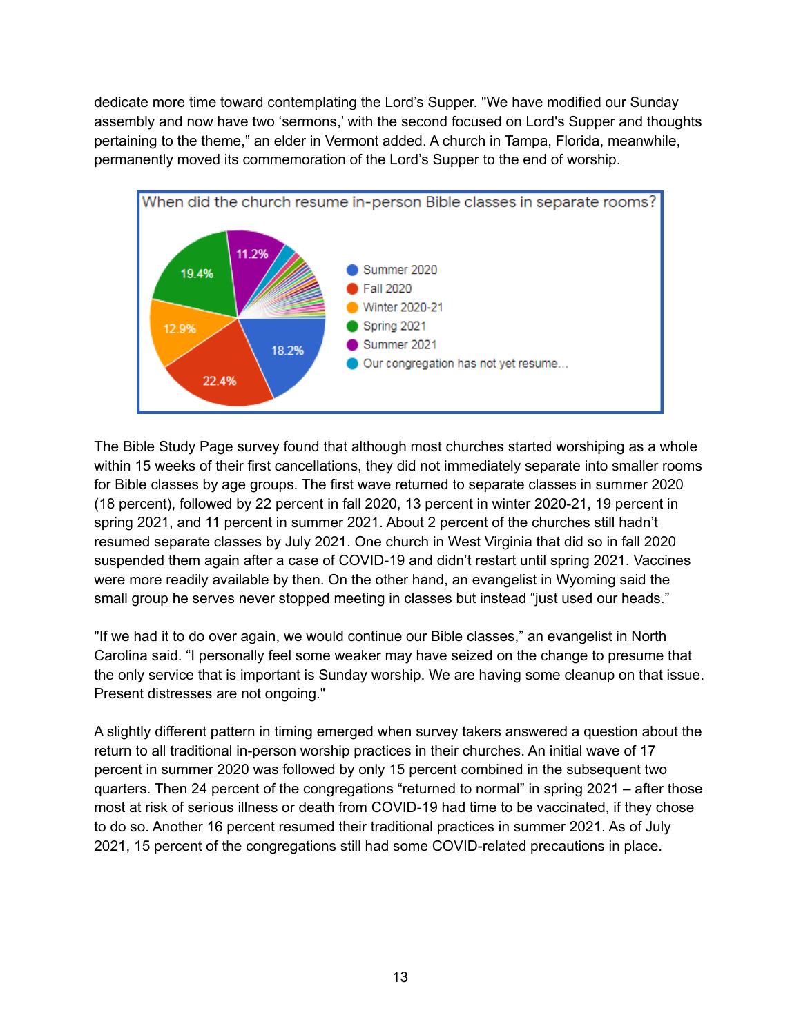dedicate more time toward contemplating the Lord's Supper. "We have modified our Sunday assembly and now have two 'sermons,' with the second focused on Lord's Supper and thoughts pertaining to the theme," an elder in Vermont added. A church in Tampa, Florida, meanwhile, permanently moved its commemoration of the Lord's Supper to the end of worship.

When did the church resume in-person Bible classes in separate rooms?

- Summer 2020 (18.2%)
- Fall 2020 (22.4%)
- Winter 2020-21 (12.9%)
- Spring 2021 (19.4%)
- Summer 2021 (11.2%)
- Our congregation has not yet resume...

The Bible Study Page survey found that although most churches started worshiping as a whole within 15 weeks of their first cancellations, they did not immediately separate into smaller rooms for Bible classes by age groups. The first wave returned to separate classes in summer 2020 (18 percent), followed by 22 percent in fall 2020, 13 percent in winter 2020-21, 19 percent in spring 2021, and 11 percent in summer 2021. About 2 percent of the churches still hadn't resumed separate classes by July 2021. One church in West Virginia that did so in fall 2020 suspended them again after a case of COVID-19 and didn't restart until spring 2021. Vaccines were more readily available by then. On the other hand, an evangelist in Wyoming said the small group he serves never stopped meeting in classes but instead "just used our heads."

"If we had it to do over again, we would continue our Bible classes," an evangelist in North Carolina said. "I personally feel some weaker may have seized on the change to presume that the only service that is important is Sunday worship. We are having some cleanup on that issue. Present distresses are not ongoing."

A slightly different pattern in timing emerged when survey takers answered a question about the return to all traditional in-person worship practices in their churches. An initial wave of 17 percent in summer 2020 was followed by only 15 percent combined in the subsequent two quarters. Then 24 percent of the congregations "returned to normal" in spring 2021 – after those most at risk of serious illness or death from COVID-19 had time to be vaccinated, if they chose to do so. Another 16 percent resumed their traditional practices in summer 2021. As of July 2021, 15 percent of the congregations still had some COVID-related precautions in place.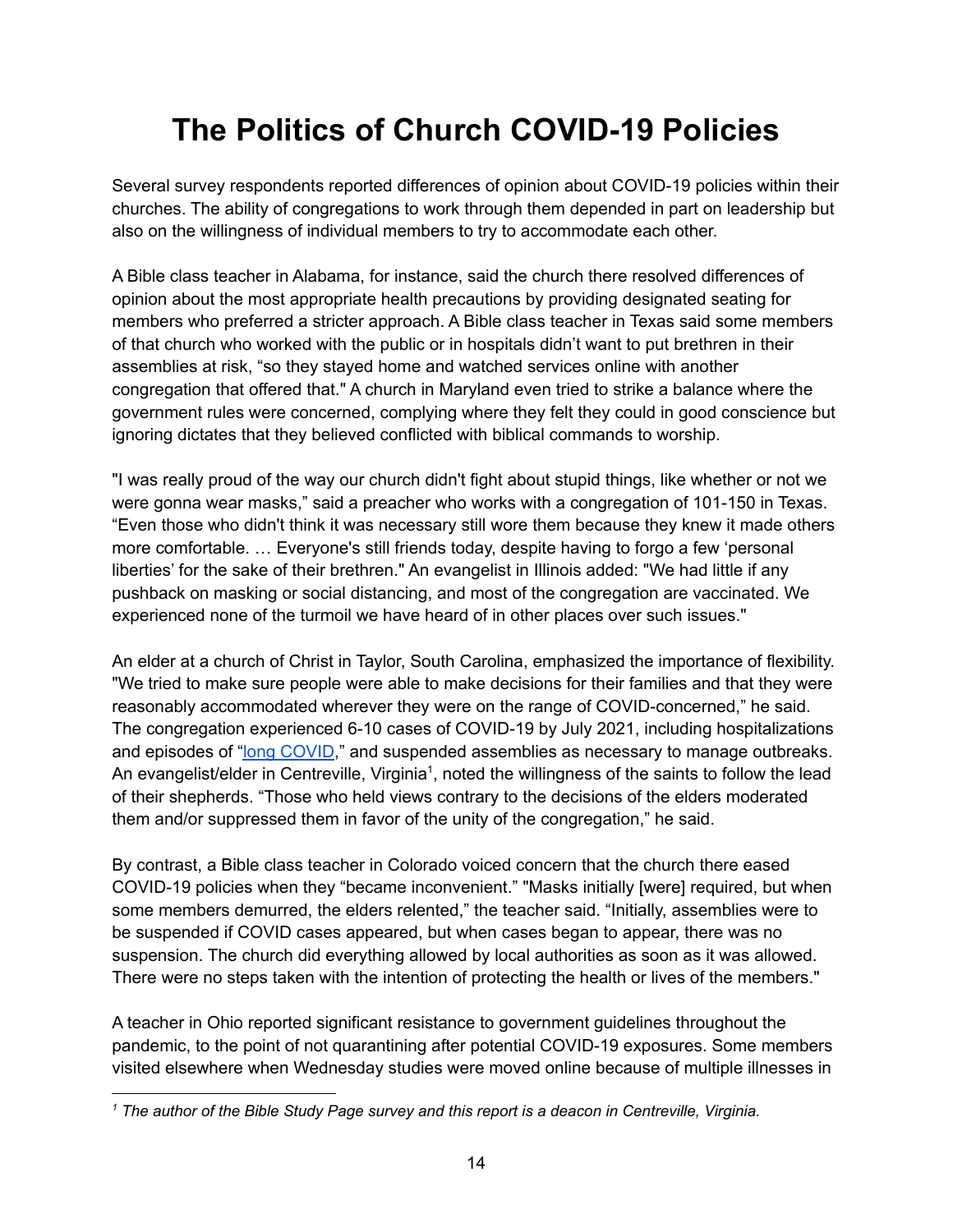# The Politics of Church COVID-19 Policies

Several survey respondents reported differences of opinion about COVID-19 policies within their churches. The ability of congregations to work through them depended in part on leadership but also on the willingness of individual members to try to accommodate each other.

A Bible class teacher in Alabama, for instance, said the church there resolved differences of opinion about the most appropriate health precautions by providing designated seating for members who preferred a stricter approach. A Bible class teacher in Texas said some members of that church who worked with the public or in hospitals didn't want to put brethren in their assemblies at risk, "so they stayed home and watched services online with another congregation that offered that." A church in Maryland even tried to strike a balance where the government rules were concerned, complying where they felt they could in good conscience but ignoring dictates that they believed conflicted with biblical commands to worship.

"I was really proud of the way our church didn't fight about stupid things, like whether or not we were gonna wear masks," said a preacher who works with a congregation of 101-150 in Texas. "Even those who didn't think it was necessary still wore them because they knew it made others more comfortable. … Everyone's still friends today, despite having to forgo a few 'personal liberties' for the sake of their brethren." An evangelist in Illinois added: "We had little if any pushback on masking or social distancing, and most of the congregation are vaccinated. We experienced none of the turmoil we have heard of in other places over such issues."

An elder at a church of Christ in Taylor, South Carolina, emphasized the importance of flexibility. "We tried to make sure people were able to make decisions for their families and that they were reasonably accommodated wherever they were on the range of COVID-concerned," he said. The congregation experienced 6-10 cases of COVID-19 by July 2021, including hospitalizations and episodes of "long COVID," and suspended assemblies as necessary to manage outbreaks. An evangelist/elder in Centreville, Virginia[1], noted the willingness of the saints to follow the lead of their shepherds. "Those who held views contrary to the decisions of the elders moderated them and/or suppressed them in favor of the unity of the congregation," he said.

By contrast, a Bible class teacher in Colorado voiced concern that the church there eased COVID-19 policies when they "became inconvenient." "Masks initially [were] required, but when some members demurred, the elders relented," the teacher said. "Initially, assemblies were to be suspended if COVID cases appeared, but when cases began to appear, there was no suspension. The church did everything allowed by local authorities as soon as it was allowed. There were no steps taken with the intention of protecting the health or lives of the members."

A teacher in Ohio reported significant resistance to government guidelines throughout the pandemic, to the point of not quarantining after potential COVID-19 exposures. Some members visited elsewhere when Wednesday studies were moved online because of multiple illnesses in

---

*[1] The author of the Bible Study Page survey and this report is a deacon in Centreville, Virginia.*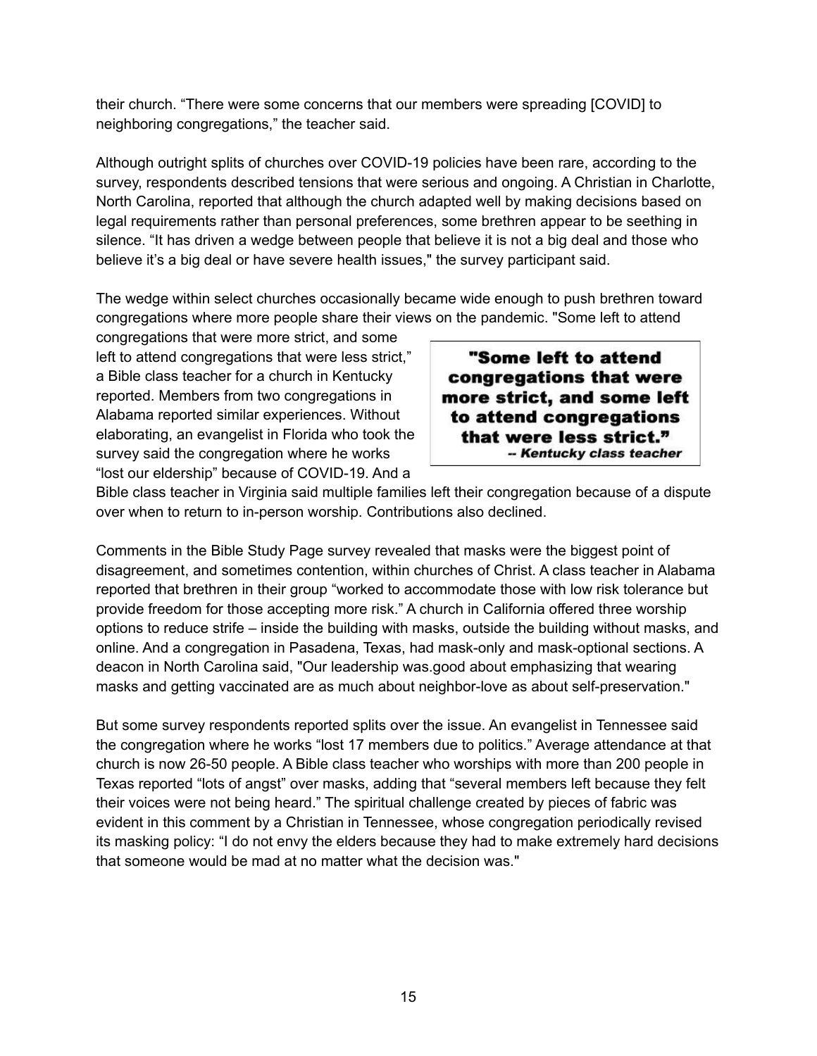their church. “There were some concerns that our members were spreading [COVID] to neighboring congregations,” the teacher said.

Although outright splits of churches over COVID-19 policies have been rare, according to the survey, respondents described tensions that were serious and ongoing. A Christian in Charlotte, North Carolina, reported that although the church adapted well by making decisions based on legal requirements rather than personal preferences, some brethren appear to be seething in silence. “It has driven a wedge between people that believe it is not a big deal and those who believe it’s a big deal or have severe health issues," the survey participant said.

The wedge within select churches occasionally became wide enough to push brethren toward congregations where more people share their views on the pandemic. "Some left to attend congregations that were more strict, and some left to attend congregations that were less strict,” a Bible class teacher for a church in Kentucky reported. Members from two congregations in Alabama reported similar experiences. Without elaborating, an evangelist in Florida who took the survey said the congregation where he works “lost our eldership” because of COVID-19. And a Bible class teacher in Virginia said multiple families left their congregation because of a dispute over when to return to in-person worship. Contributions also declined.

> **"Some left to attend congregations that were more strict, and some left to attend congregations that were less strict.”**
> ***-- Kentucky class teacher***

Comments in the Bible Study Page survey revealed that masks were the biggest point of disagreement, and sometimes contention, within churches of Christ. A class teacher in Alabama reported that brethren in their group “worked to accommodate those with low risk tolerance but provide freedom for those accepting more risk.” A church in California offered three worship options to reduce strife – inside the building with masks, outside the building without masks, and online. And a congregation in Pasadena, Texas, had mask-only and mask-optional sections. A deacon in North Carolina said, "Our leadership was.good about emphasizing that wearing masks and getting vaccinated are as much about neighbor-love as about self-preservation."

But some survey respondents reported splits over the issue. An evangelist in Tennessee said the congregation where he works “lost 17 members due to politics.” Average attendance at that church is now 26-50 people. A Bible class teacher who worships with more than 200 people in Texas reported “lots of angst” over masks, adding that “several members left because they felt their voices were not being heard.” The spiritual challenge created by pieces of fabric was evident in this comment by a Christian in Tennessee, whose congregation periodically revised its masking policy: “I do not envy the elders because they had to make extremely hard decisions that someone would be mad at no matter what the decision was."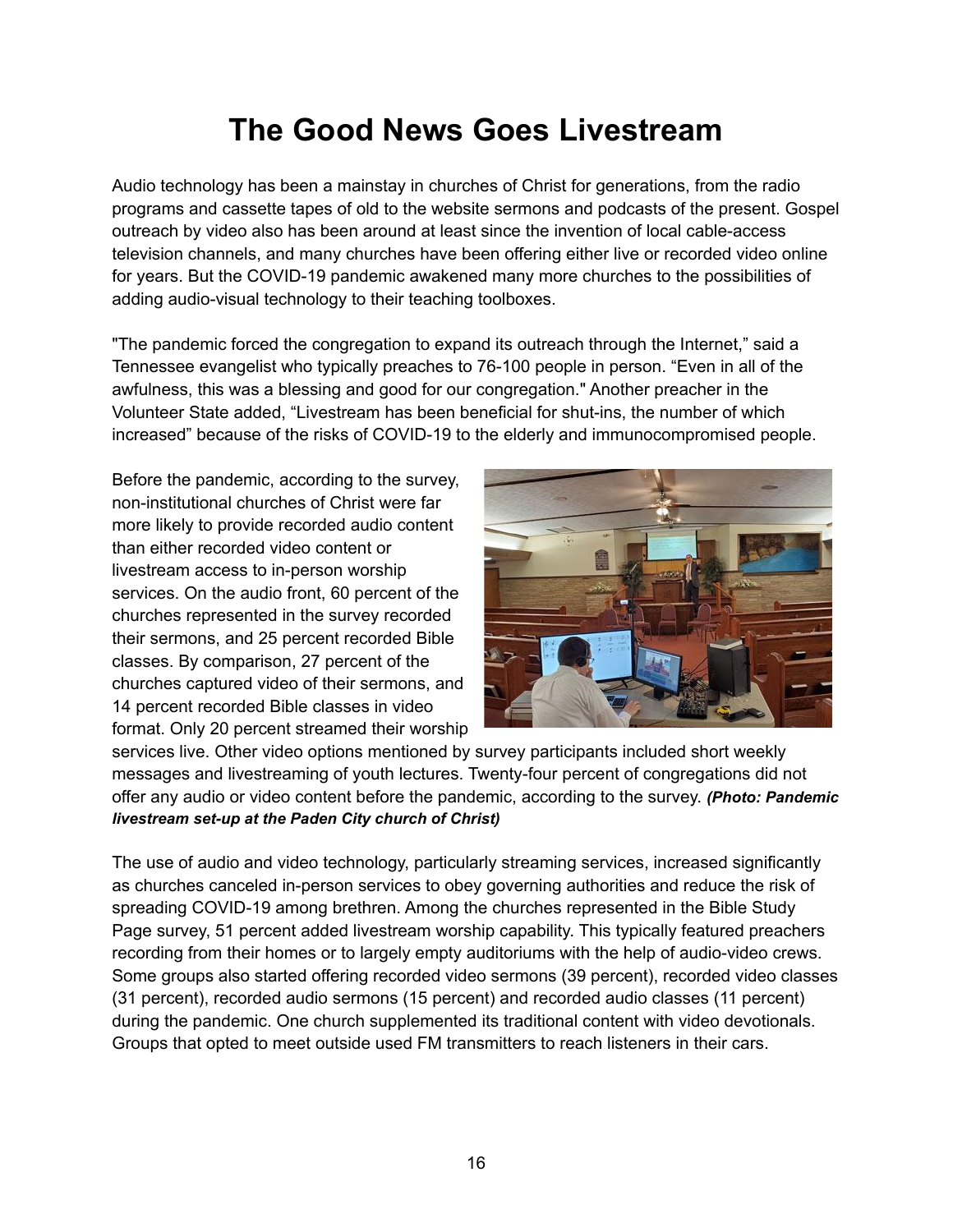# The Good News Goes Livestream

Audio technology has been a mainstay in churches of Christ for generations, from the radio programs and cassette tapes of old to the website sermons and podcasts of the present. Gospel outreach by video also has been around at least since the invention of local cable-access television channels, and many churches have been offering either live or recorded video online for years. But the COVID-19 pandemic awakened many more churches to the possibilities of adding audio-visual technology to their teaching toolboxes.

"The pandemic forced the congregation to expand its outreach through the Internet," said a Tennessee evangelist who typically preaches to 76-100 people in person. "Even in all of the awfulness, this was a blessing and good for our congregation." Another preacher in the Volunteer State added, "Livestream has been beneficial for shut-ins, the number of which increased" because of the risks of COVID-19 to the elderly and immunocompromised people.

Before the pandemic, according to the survey, non-institutional churches of Christ were far more likely to provide recorded audio content than either recorded video content or livestream access to in-person worship services. On the audio front, 60 percent of the churches represented in the survey recorded their sermons, and 25 percent recorded Bible classes. By comparison, 27 percent of the churches captured video of their sermons, and 14 percent recorded Bible classes in video format. Only 20 percent streamed their worship services live. Other video options mentioned by survey participants included short weekly messages and livestreaming of youth lectures. Twenty-four percent of congregations did not offer any audio or video content before the pandemic, according to the survey. ***(Photo: Pandemic livestream set-up at the Paden City church of Christ)***

The use of audio and video technology, particularly streaming services, increased significantly as churches canceled in-person services to obey governing authorities and reduce the risk of spreading COVID-19 among brethren. Among the churches represented in the Bible Study Page survey, 51 percent added livestream worship capability. This typically featured preachers recording from their homes or to largely empty auditoriums with the help of audio-video crews. Some groups also started offering recorded video sermons (39 percent), recorded video classes (31 percent), recorded audio sermons (15 percent) and recorded audio classes (11 percent) during the pandemic. One church supplemented its traditional content with video devotionals. Groups that opted to meet outside used FM transmitters to reach listeners in their cars.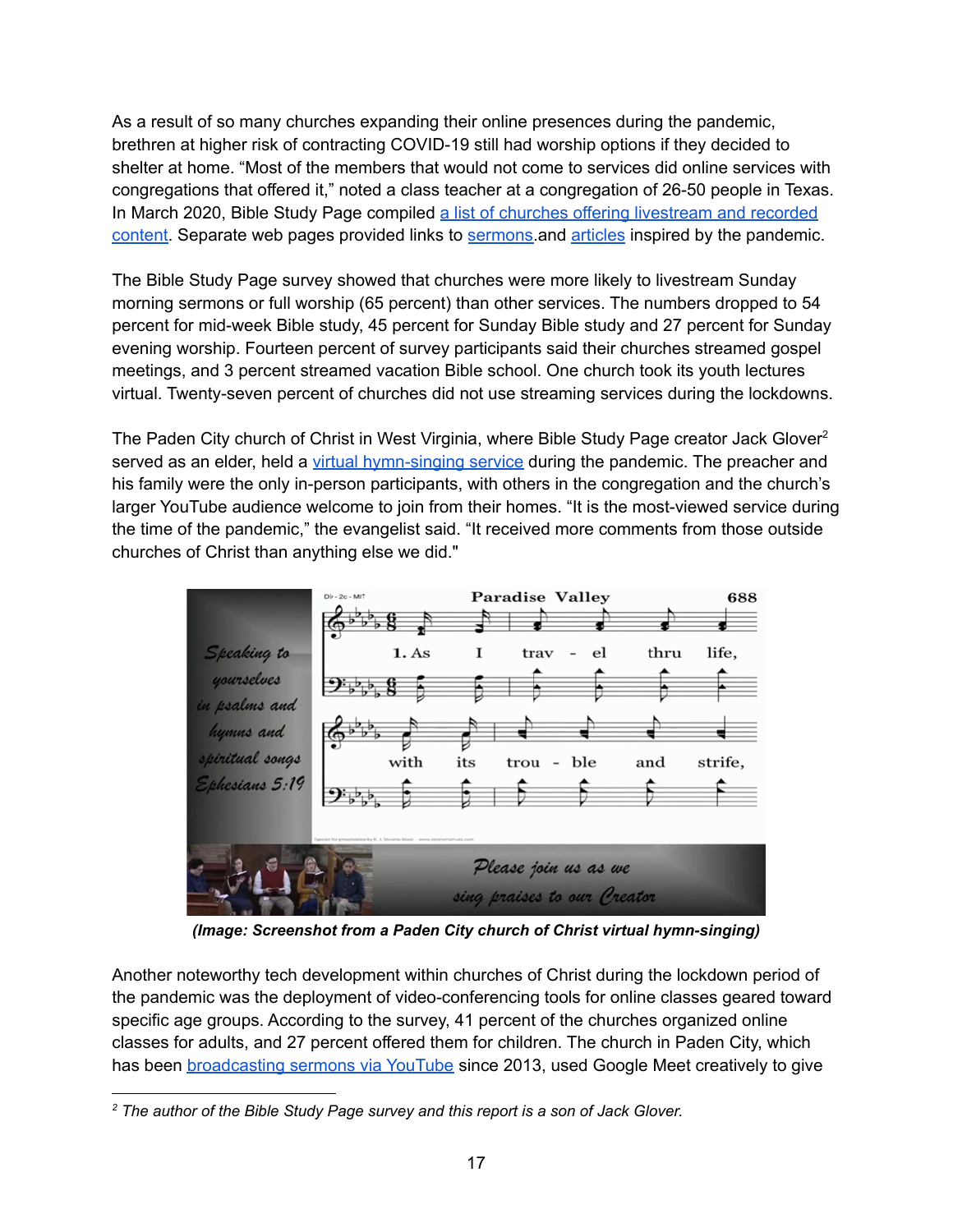As a result of so many churches expanding their online presences during the pandemic, brethren at higher risk of contracting COVID-19 still had worship options if they decided to shelter at home. "Most of the members that would not come to services did online services with congregations that offered it," noted a class teacher at a congregation of 26-50 people in Texas. In March 2020, Bible Study Page compiled a list of churches offering livestream and recorded content. Separate web pages provided links to sermons.and articles inspired by the pandemic.

The Bible Study Page survey showed that churches were more likely to livestream Sunday morning sermons or full worship (65 percent) than other services. The numbers dropped to 54 percent for mid-week Bible study, 45 percent for Sunday Bible study and 27 percent for Sunday evening worship. Fourteen percent of survey participants said their churches streamed gospel meetings, and 3 percent streamed vacation Bible school. One church took its youth lectures virtual. Twenty-seven percent of churches did not use streaming services during the lockdowns.

The Paden City church of Christ in West Virginia, where Bible Study Page creator Jack Glover[2] served as an elder, held a virtual hymn-singing service during the pandemic. The preacher and his family were the only in-person participants, with others in the congregation and the church's larger YouTube audience welcome to join from their homes. "It is the most-viewed service during the time of the pandemic," the evangelist said. "It received more comments from those outside churches of Christ than anything else we did."

***(Image: Screenshot from a Paden City church of Christ virtual hymn-singing)***

Another noteworthy tech development within churches of Christ during the lockdown period of the pandemic was the deployment of video-conferencing tools for online classes geared toward specific age groups. According to the survey, 41 percent of the churches organized online classes for adults, and 27 percent offered them for children. The church in Paden City, which has been broadcasting sermons via YouTube since 2013, used Google Meet creatively to give

[2] *The author of the Bible Study Page survey and this report is a son of Jack Glover.*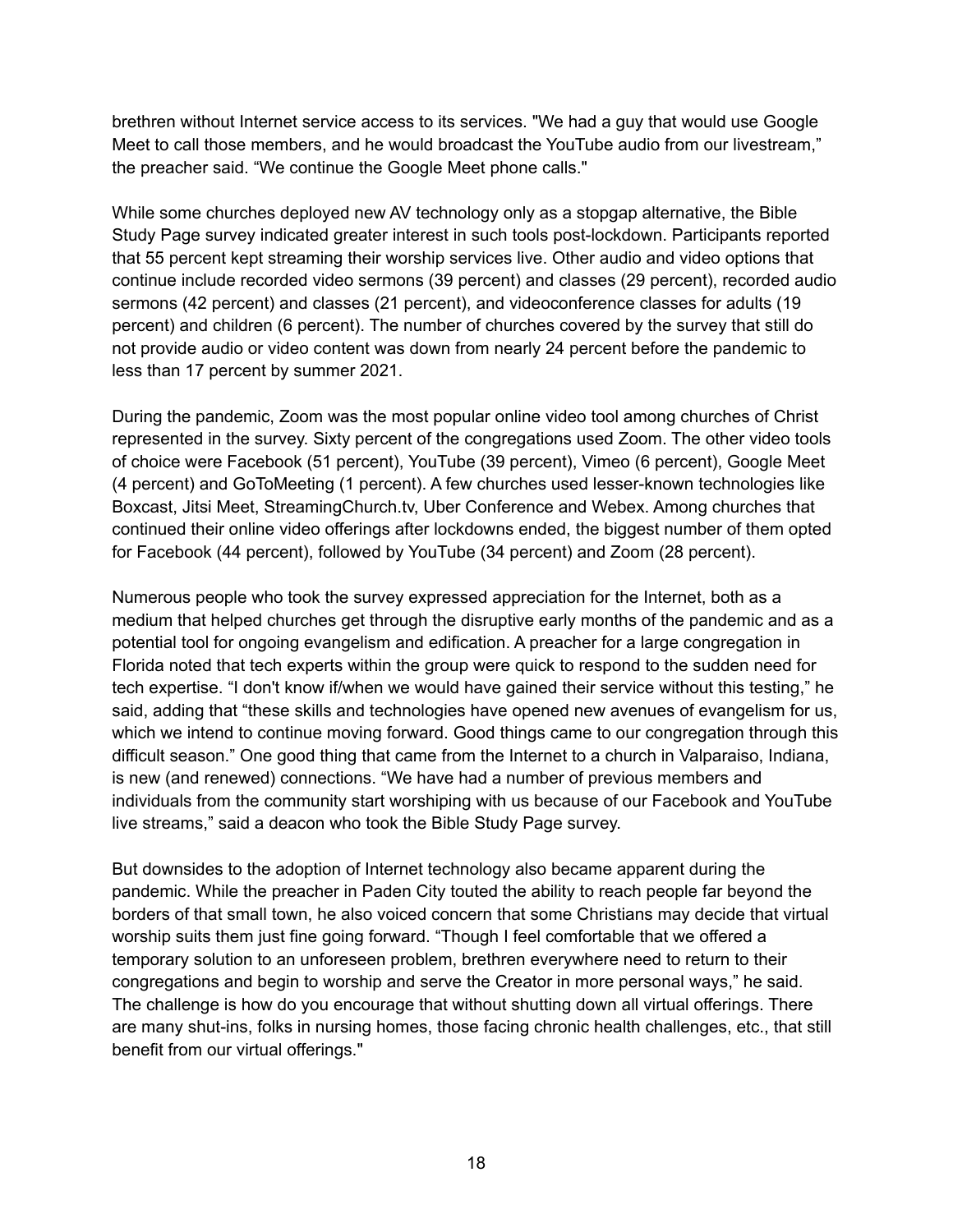brethren without Internet service access to its services. "We had a guy that would use Google Meet to call those members, and he would broadcast the YouTube audio from our livestream," the preacher said. "We continue the Google Meet phone calls."

While some churches deployed new AV technology only as a stopgap alternative, the Bible Study Page survey indicated greater interest in such tools post-lockdown. Participants reported that 55 percent kept streaming their worship services live. Other audio and video options that continue include recorded video sermons (39 percent) and classes (29 percent), recorded audio sermons (42 percent) and classes (21 percent), and videoconference classes for adults (19 percent) and children (6 percent). The number of churches covered by the survey that still do not provide audio or video content was down from nearly 24 percent before the pandemic to less than 17 percent by summer 2021.

During the pandemic, Zoom was the most popular online video tool among churches of Christ represented in the survey. Sixty percent of the congregations used Zoom. The other video tools of choice were Facebook (51 percent), YouTube (39 percent), Vimeo (6 percent), Google Meet (4 percent) and GoToMeeting (1 percent). A few churches used lesser-known technologies like Boxcast, Jitsi Meet, StreamingChurch.tv, Uber Conference and Webex. Among churches that continued their online video offerings after lockdowns ended, the biggest number of them opted for Facebook (44 percent), followed by YouTube (34 percent) and Zoom (28 percent).

Numerous people who took the survey expressed appreciation for the Internet, both as a medium that helped churches get through the disruptive early months of the pandemic and as a potential tool for ongoing evangelism and edification. A preacher for a large congregation in Florida noted that tech experts within the group were quick to respond to the sudden need for tech expertise. "I don't know if/when we would have gained their service without this testing," he said, adding that "these skills and technologies have opened new avenues of evangelism for us, which we intend to continue moving forward. Good things came to our congregation through this difficult season." One good thing that came from the Internet to a church in Valparaiso, Indiana, is new (and renewed) connections. "We have had a number of previous members and individuals from the community start worshiping with us because of our Facebook and YouTube live streams," said a deacon who took the Bible Study Page survey.

But downsides to the adoption of Internet technology also became apparent during the pandemic. While the preacher in Paden City touted the ability to reach people far beyond the borders of that small town, he also voiced concern that some Christians may decide that virtual worship suits them just fine going forward. "Though I feel comfortable that we offered a temporary solution to an unforeseen problem, brethren everywhere need to return to their congregations and begin to worship and serve the Creator in more personal ways," he said. The challenge is how do you encourage that without shutting down all virtual offerings. There are many shut-ins, folks in nursing homes, those facing chronic health challenges, etc., that still benefit from our virtual offerings."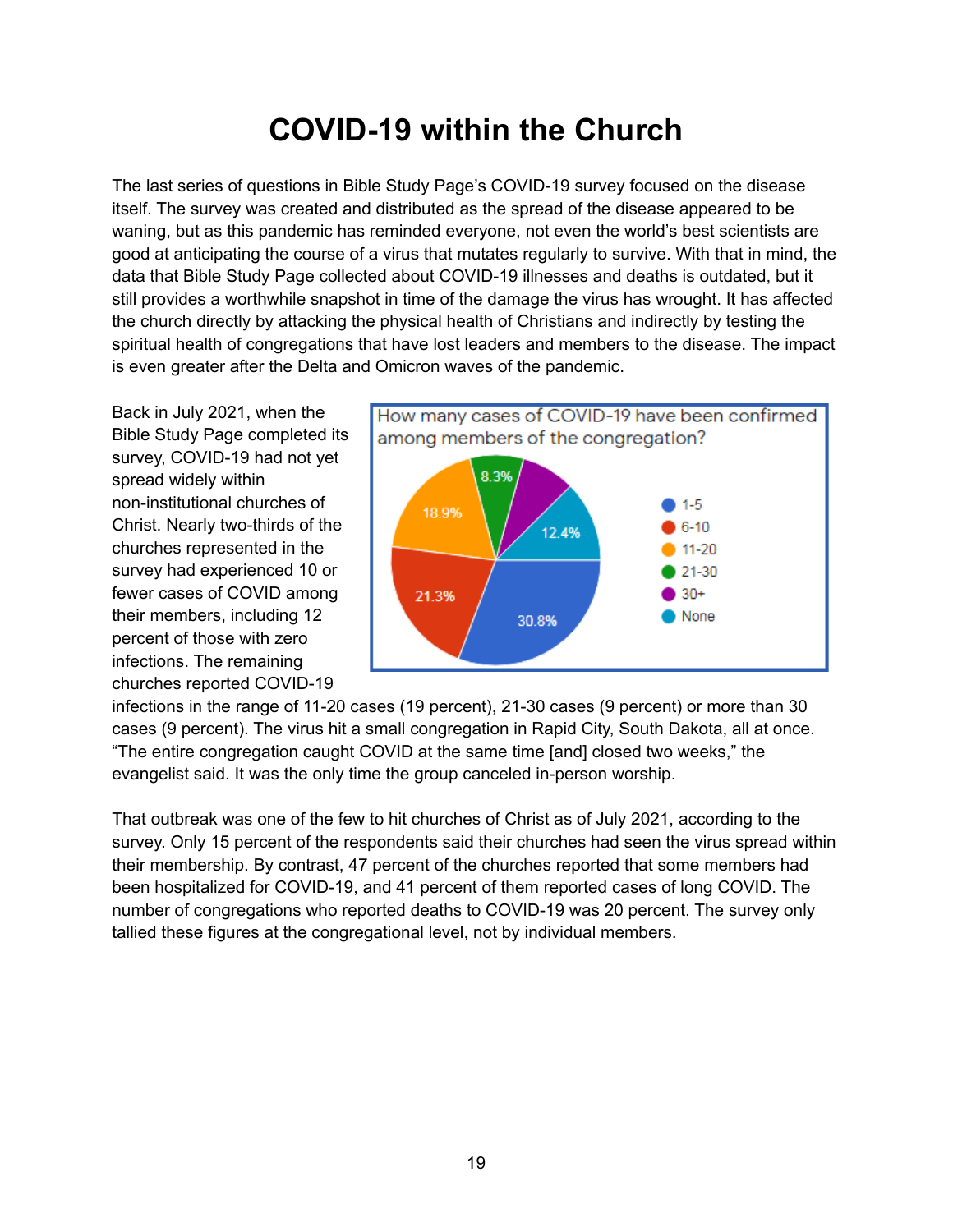# COVID-19 within the Church

The last series of questions in Bible Study Page's COVID-19 survey focused on the disease itself. The survey was created and distributed as the spread of the disease appeared to be waning, but as this pandemic has reminded everyone, not even the world's best scientists are good at anticipating the course of a virus that mutates regularly to survive. With that in mind, the data that Bible Study Page collected about COVID-19 illnesses and deaths is outdated, but it still provides a worthwhile snapshot in time of the damage the virus has wrought. It has affected the church directly by attacking the physical health of Christians and indirectly by testing the spiritual health of congregations that have lost leaders and members to the disease. The impact is even greater after the Delta and Omicron waves of the pandemic.

Back in July 2021, when the Bible Study Page completed its survey, COVID-19 had not yet spread widely within non-institutional churches of Christ. Nearly two-thirds of the churches represented in the survey had experienced 10 or fewer cases of COVID among their members, including 12 percent of those with zero infections. The remaining churches reported COVID-19 infections in the range of 11-20 cases (19 percent), 21-30 cases (9 percent) or more than 30 cases (9 percent). The virus hit a small congregation in Rapid City, South Dakota, all at once. "The entire congregation caught COVID at the same time [and] closed two weeks," the evangelist said. It was the only time the group canceled in-person worship.

How many cases of COVID-19 have been confirmed among members of the congregation?

| Cases | Percent |
|---|---|
| 1-5 | 30.8% |
| 6-10 | 21.3% |
| 11-20 | 18.9% |
| 21-30 | 8.3% |
| 30+ | |
| None | 12.4% |

That outbreak was one of the few to hit churches of Christ as of July 2021, according to the survey. Only 15 percent of the respondents said their churches had seen the virus spread within their membership. By contrast, 47 percent of the churches reported that some members had been hospitalized for COVID-19, and 41 percent of them reported cases of long COVID. The number of congregations who reported deaths to COVID-19 was 20 percent. The survey only tallied these figures at the congregational level, not by individual members.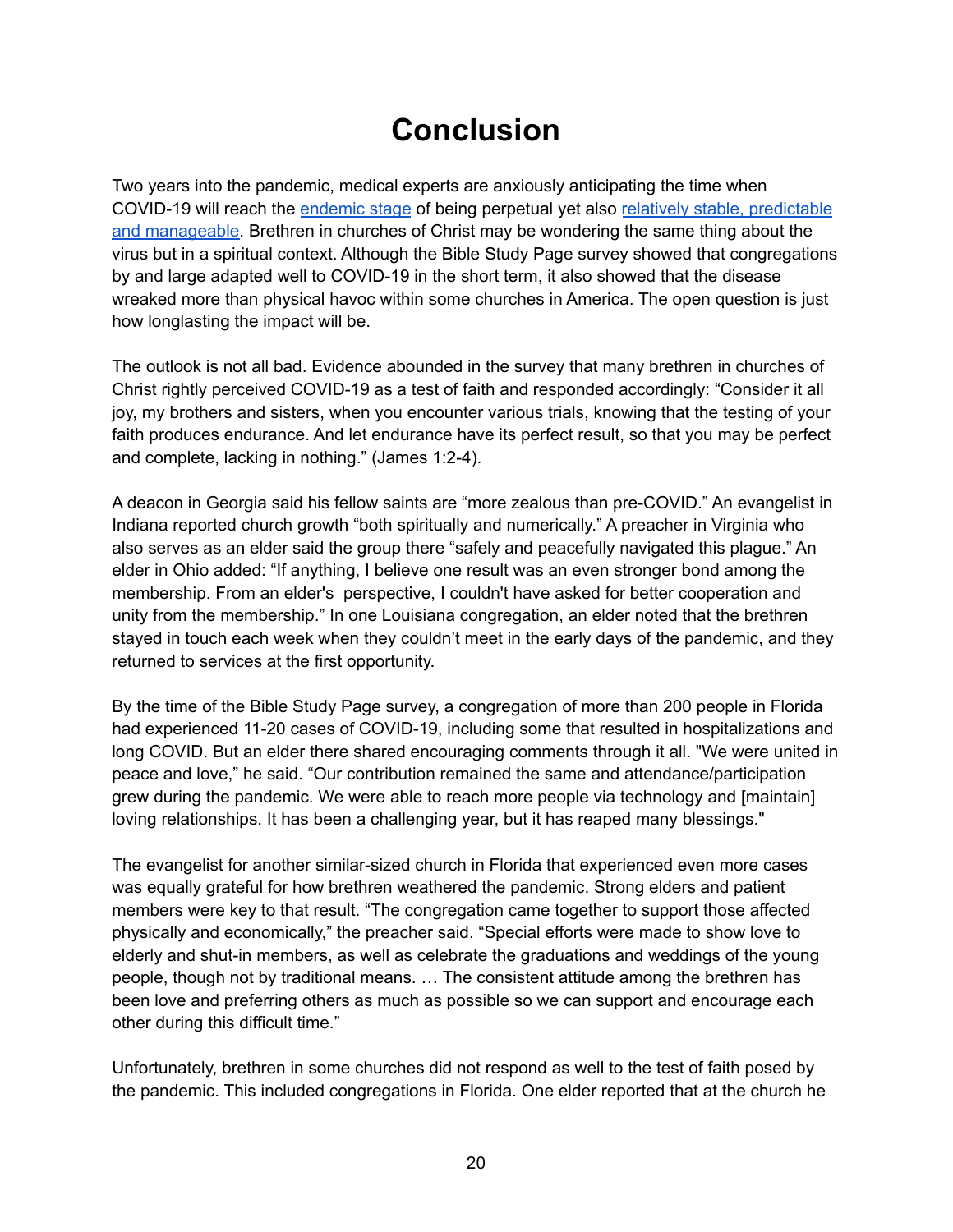# Conclusion

Two years into the pandemic, medical experts are anxiously anticipating the time when COVID-19 will reach the endemic stage of being perpetual yet also relatively stable, predictable and manageable. Brethren in churches of Christ may be wondering the same thing about the virus but in a spiritual context. Although the Bible Study Page survey showed that congregations by and large adapted well to COVID-19 in the short term, it also showed that the disease wreaked more than physical havoc within some churches in America. The open question is just how longlasting the impact will be.

The outlook is not all bad. Evidence abounded in the survey that many brethren in churches of Christ rightly perceived COVID-19 as a test of faith and responded accordingly: "Consider it all joy, my brothers and sisters, when you encounter various trials, knowing that the testing of your faith produces endurance. And let endurance have its perfect result, so that you may be perfect and complete, lacking in nothing." (James 1:2-4).

A deacon in Georgia said his fellow saints are "more zealous than pre-COVID." An evangelist in Indiana reported church growth "both spiritually and numerically." A preacher in Virginia who also serves as an elder said the group there "safely and peacefully navigated this plague." An elder in Ohio added: "If anything, I believe one result was an even stronger bond among the membership. From an elder's perspective, I couldn't have asked for better cooperation and unity from the membership." In one Louisiana congregation, an elder noted that the brethren stayed in touch each week when they couldn't meet in the early days of the pandemic, and they returned to services at the first opportunity.

By the time of the Bible Study Page survey, a congregation of more than 200 people in Florida had experienced 11-20 cases of COVID-19, including some that resulted in hospitalizations and long COVID. But an elder there shared encouraging comments through it all. "We were united in peace and love," he said. "Our contribution remained the same and attendance/participation grew during the pandemic. We were able to reach more people via technology and [maintain] loving relationships. It has been a challenging year, but it has reaped many blessings."

The evangelist for another similar-sized church in Florida that experienced even more cases was equally grateful for how brethren weathered the pandemic. Strong elders and patient members were key to that result. "The congregation came together to support those affected physically and economically," the preacher said. "Special efforts were made to show love to elderly and shut-in members, as well as celebrate the graduations and weddings of the young people, though not by traditional means. … The consistent attitude among the brethren has been love and preferring others as much as possible so we can support and encourage each other during this difficult time."

Unfortunately, brethren in some churches did not respond as well to the test of faith posed by the pandemic. This included congregations in Florida. One elder reported that at the church he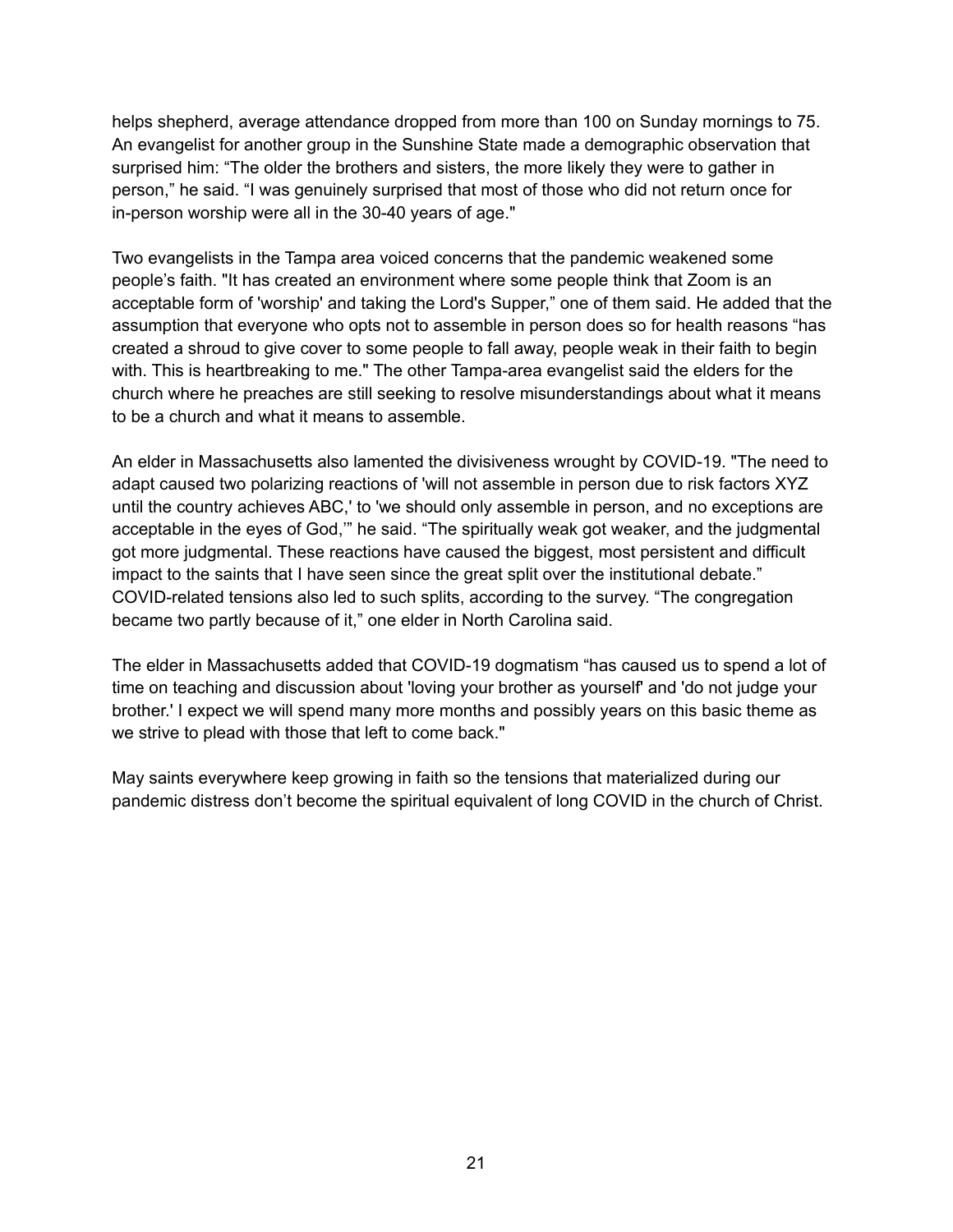helps shepherd, average attendance dropped from more than 100 on Sunday mornings to 75. An evangelist for another group in the Sunshine State made a demographic observation that surprised him: "The older the brothers and sisters, the more likely they were to gather in person," he said. "I was genuinely surprised that most of those who did not return once for in-person worship were all in the 30-40 years of age."

Two evangelists in the Tampa area voiced concerns that the pandemic weakened some people's faith. "It has created an environment where some people think that Zoom is an acceptable form of 'worship' and taking the Lord's Supper," one of them said. He added that the assumption that everyone who opts not to assemble in person does so for health reasons "has created a shroud to give cover to some people to fall away, people weak in their faith to begin with. This is heartbreaking to me." The other Tampa-area evangelist said the elders for the church where he preaches are still seeking to resolve misunderstandings about what it means to be a church and what it means to assemble.

An elder in Massachusetts also lamented the divisiveness wrought by COVID-19. "The need to adapt caused two polarizing reactions of 'will not assemble in person due to risk factors XYZ until the country achieves ABC,' to 'we should only assemble in person, and no exceptions are acceptable in the eyes of God,'" he said. "The spiritually weak got weaker, and the judgmental got more judgmental. These reactions have caused the biggest, most persistent and difficult impact to the saints that I have seen since the great split over the institutional debate." COVID-related tensions also led to such splits, according to the survey. "The congregation became two partly because of it," one elder in North Carolina said.

The elder in Massachusetts added that COVID-19 dogmatism "has caused us to spend a lot of time on teaching and discussion about 'loving your brother as yourself' and 'do not judge your brother.' I expect we will spend many more months and possibly years on this basic theme as we strive to plead with those that left to come back."

May saints everywhere keep growing in faith so the tensions that materialized during our pandemic distress don't become the spiritual equivalent of long COVID in the church of Christ.